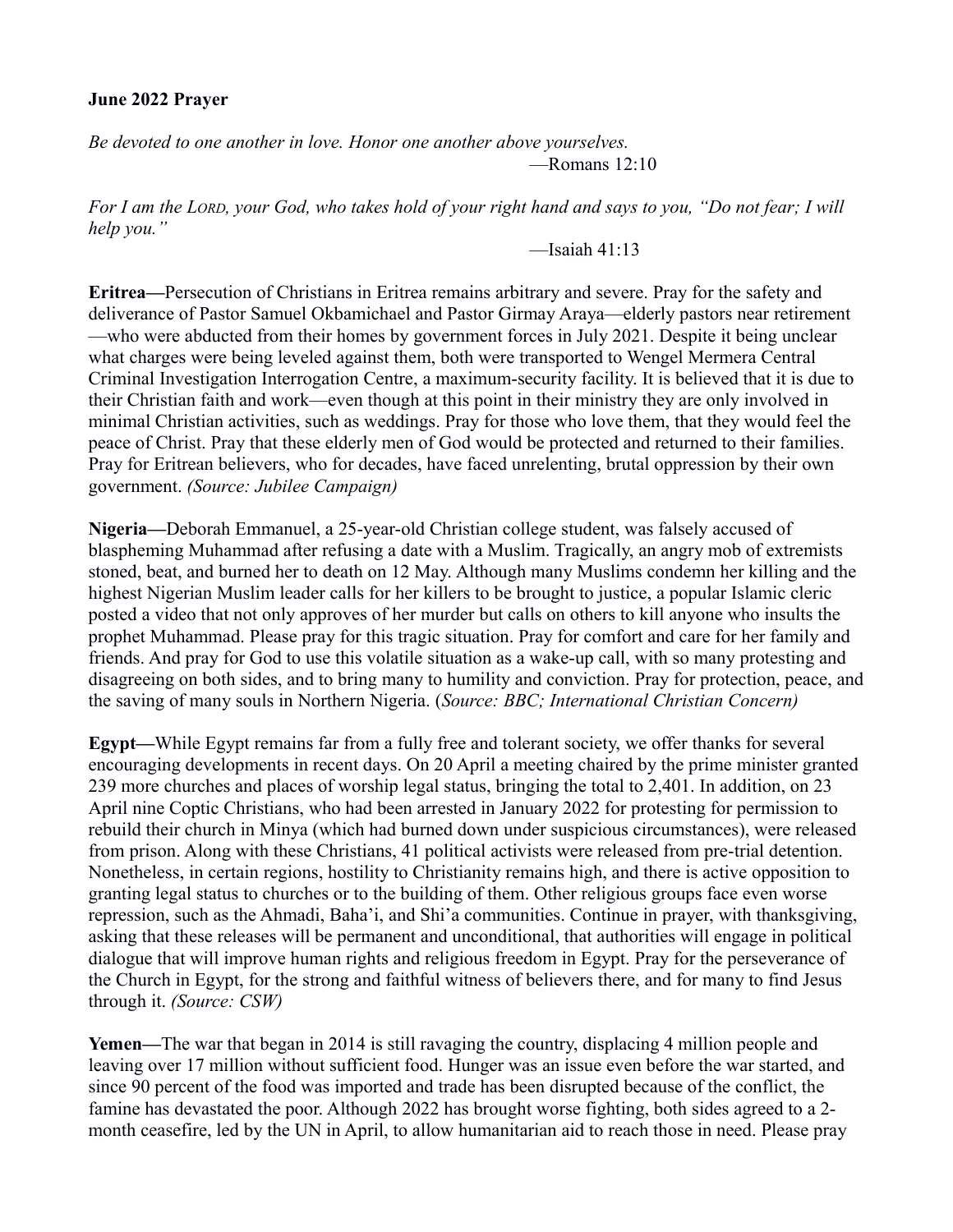**June 2022 Prayer**

*Be devoted to one another in love. Honor one another above yourselves.*
—Romans 12:10

*For I am the LORD, your God, who takes hold of your right hand and says to you, "Do not fear; I will help you."*
—Isaiah 41:13

**Eritrea—**Persecution of Christians in Eritrea remains arbitrary and severe. Pray for the safety and deliverance of Pastor Samuel Okbamichael and Pastor Girmay Araya—elderly pastors near retirement—who were abducted from their homes by government forces in July 2021. Despite it being unclear what charges were being leveled against them, both were transported to Wengel Mermera Central Criminal Investigation Interrogation Centre, a maximum-security facility. It is believed that it is due to their Christian faith and work—even though at this point in their ministry they are only involved in minimal Christian activities, such as weddings. Pray for those who love them, that they would feel the peace of Christ. Pray that these elderly men of God would be protected and returned to their families. Pray for Eritrean believers, who for decades, have faced unrelenting, brutal oppression by their own government. *(Source: Jubilee Campaign)*

**Nigeria—**Deborah Emmanuel, a 25-year-old Christian college student, was falsely accused of blaspheming Muhammad after refusing a date with a Muslim. Tragically, an angry mob of extremists stoned, beat, and burned her to death on 12 May. Although many Muslims condemn her killing and the highest Nigerian Muslim leader calls for her killers to be brought to justice, a popular Islamic cleric posted a video that not only approves of her murder but calls on others to kill anyone who insults the prophet Muhammad. Please pray for this tragic situation. Pray for comfort and care for her family and friends. And pray for God to use this volatile situation as a wake-up call, with so many protesting and disagreeing on both sides, and to bring many to humility and conviction. Pray for protection, peace, and the saving of many souls in Northern Nigeria. (*Source: BBC; International Christian Concern)*

**Egypt—**While Egypt remains far from a fully free and tolerant society, we offer thanks for several encouraging developments in recent days. On 20 April a meeting chaired by the prime minister granted 239 more churches and places of worship legal status, bringing the total to 2,401. In addition, on 23 April nine Coptic Christians, who had been arrested in January 2022 for protesting for permission to rebuild their church in Minya (which had burned down under suspicious circumstances), were released from prison. Along with these Christians, 41 political activists were released from pre-trial detention. Nonetheless, in certain regions, hostility to Christianity remains high, and there is active opposition to granting legal status to churches or to the building of them. Other religious groups face even worse repression, such as the Ahmadi, Baha'i, and Shi'a communities. Continue in prayer, with thanksgiving, asking that these releases will be permanent and unconditional, that authorities will engage in political dialogue that will improve human rights and religious freedom in Egypt. Pray for the perseverance of the Church in Egypt, for the strong and faithful witness of believers there, and for many to find Jesus through it. *(Source: CSW)*

**Yemen—**The war that began in 2014 is still ravaging the country, displacing 4 million people and leaving over 17 million without sufficient food. Hunger was an issue even before the war started, and since 90 percent of the food was imported and trade has been disrupted because of the conflict, the famine has devastated the poor. Although 2022 has brought worse fighting, both sides agreed to a 2-month ceasefire, led by the UN in April, to allow humanitarian aid to reach those in need. Please pray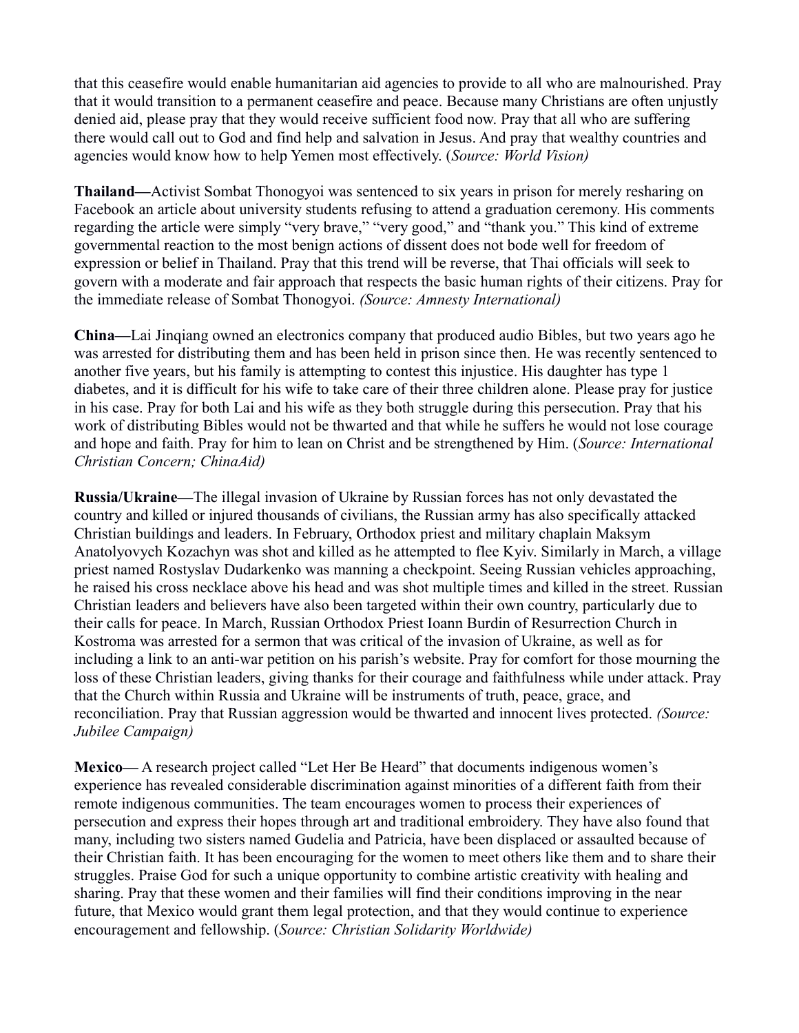that this ceasefire would enable humanitarian aid agencies to provide to all who are malnourished. Pray that it would transition to a permanent ceasefire and peace. Because many Christians are often unjustly denied aid, please pray that they would receive sufficient food now. Pray that all who are suffering there would call out to God and find help and salvation in Jesus. And pray that wealthy countries and agencies would know how to help Yemen most effectively. (*Source: World Vision)*

**Thailand—**Activist Sombat Thonogyoi was sentenced to six years in prison for merely resharing on Facebook an article about university students refusing to attend a graduation ceremony. His comments regarding the article were simply "very brave," "very good," and "thank you." This kind of extreme governmental reaction to the most benign actions of dissent does not bode well for freedom of expression or belief in Thailand. Pray that this trend will be reverse, that Thai officials will seek to govern with a moderate and fair approach that respects the basic human rights of their citizens. Pray for the immediate release of Sombat Thonogyoi. *(Source: Amnesty International)*

**China—**Lai Jinqiang owned an electronics company that produced audio Bibles, but two years ago he was arrested for distributing them and has been held in prison since then. He was recently sentenced to another five years, but his family is attempting to contest this injustice. His daughter has type 1 diabetes, and it is difficult for his wife to take care of their three children alone. Please pray for justice in his case. Pray for both Lai and his wife as they both struggle during this persecution. Pray that his work of distributing Bibles would not be thwarted and that while he suffers he would not lose courage and hope and faith. Pray for him to lean on Christ and be strengthened by Him. (*Source: International Christian Concern; ChinaAid)*

**Russia/Ukraine—**The illegal invasion of Ukraine by Russian forces has not only devastated the country and killed or injured thousands of civilians, the Russian army has also specifically attacked Christian buildings and leaders. In February, Orthodox priest and military chaplain Maksym Anatolyovych Kozachyn was shot and killed as he attempted to flee Kyiv. Similarly in March, a village priest named Rostyslav Dudarkenko was manning a checkpoint. Seeing Russian vehicles approaching, he raised his cross necklace above his head and was shot multiple times and killed in the street. Russian Christian leaders and believers have also been targeted within their own country, particularly due to their calls for peace. In March, Russian Orthodox Priest Ioann Burdin of Resurrection Church in Kostroma was arrested for a sermon that was critical of the invasion of Ukraine, as well as for including a link to an anti-war petition on his parish's website. Pray for comfort for those mourning the loss of these Christian leaders, giving thanks for their courage and faithfulness while under attack. Pray that the Church within Russia and Ukraine will be instruments of truth, peace, grace, and reconciliation. Pray that Russian aggression would be thwarted and innocent lives protected. *(Source: Jubilee Campaign)*

**Mexico—** A research project called "Let Her Be Heard" that documents indigenous women's experience has revealed considerable discrimination against minorities of a different faith from their remote indigenous communities. The team encourages women to process their experiences of persecution and express their hopes through art and traditional embroidery. They have also found that many, including two sisters named Gudelia and Patricia, have been displaced or assaulted because of their Christian faith. It has been encouraging for the women to meet others like them and to share their struggles. Praise God for such a unique opportunity to combine artistic creativity with healing and sharing. Pray that these women and their families will find their conditions improving in the near future, that Mexico would grant them legal protection, and that they would continue to experience encouragement and fellowship. (*Source: Christian Solidarity Worldwide)*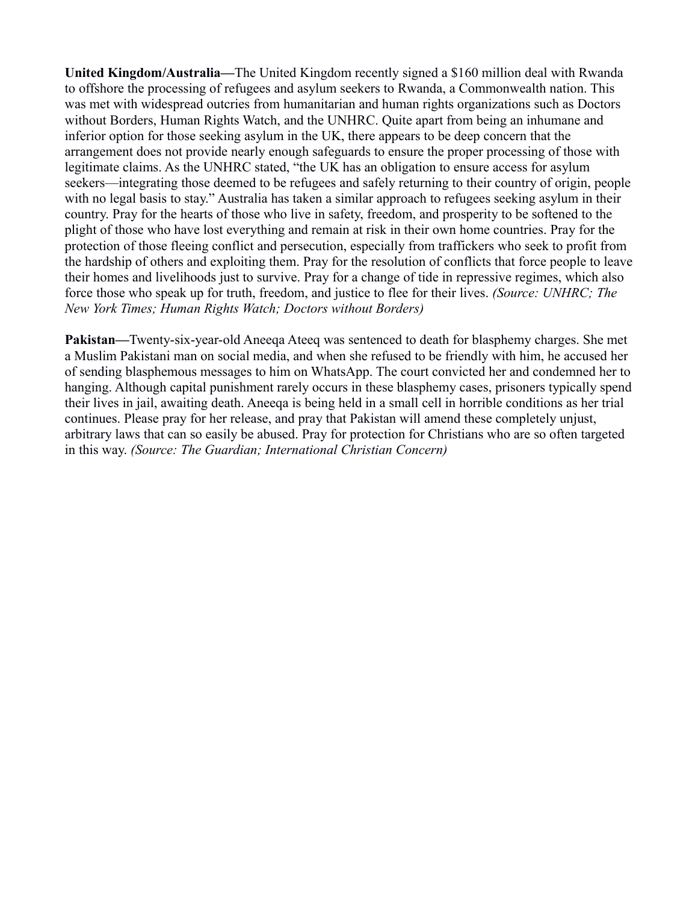**United Kingdom/Australia—**The United Kingdom recently signed a $160 million deal with Rwanda to offshore the processing of refugees and asylum seekers to Rwanda, a Commonwealth nation. This was met with widespread outcries from humanitarian and human rights organizations such as Doctors without Borders, Human Rights Watch, and the UNHRC. Quite apart from being an inhumane and inferior option for those seeking asylum in the UK, there appears to be deep concern that the arrangement does not provide nearly enough safeguards to ensure the proper processing of those with legitimate claims. As the UNHRC stated, "the UK has an obligation to ensure access for asylum seekers—integrating those deemed to be refugees and safely returning to their country of origin, people with no legal basis to stay." Australia has taken a similar approach to refugees seeking asylum in their country. Pray for the hearts of those who live in safety, freedom, and prosperity to be softened to the plight of those who have lost everything and remain at risk in their own home countries. Pray for the protection of those fleeing conflict and persecution, especially from traffickers who seek to profit from the hardship of others and exploiting them. Pray for the resolution of conflicts that force people to leave their homes and livelihoods just to survive. Pray for a change of tide in repressive regimes, which also force those who speak up for truth, freedom, and justice to flee for their lives. *(Source: UNHRC; The New York Times; Human Rights Watch; Doctors without Borders)*

**Pakistan—**Twenty-six-year-old Aneeqa Ateeq was sentenced to death for blasphemy charges. She met a Muslim Pakistani man on social media, and when she refused to be friendly with him, he accused her of sending blasphemous messages to him on WhatsApp. The court convicted her and condemned her to hanging. Although capital punishment rarely occurs in these blasphemy cases, prisoners typically spend their lives in jail, awaiting death. Aneeqa is being held in a small cell in horrible conditions as her trial continues. Please pray for her release, and pray that Pakistan will amend these completely unjust, arbitrary laws that can so easily be abused. Pray for protection for Christians who are so often targeted in this way. *(Source: The Guardian; International Christian Concern)*